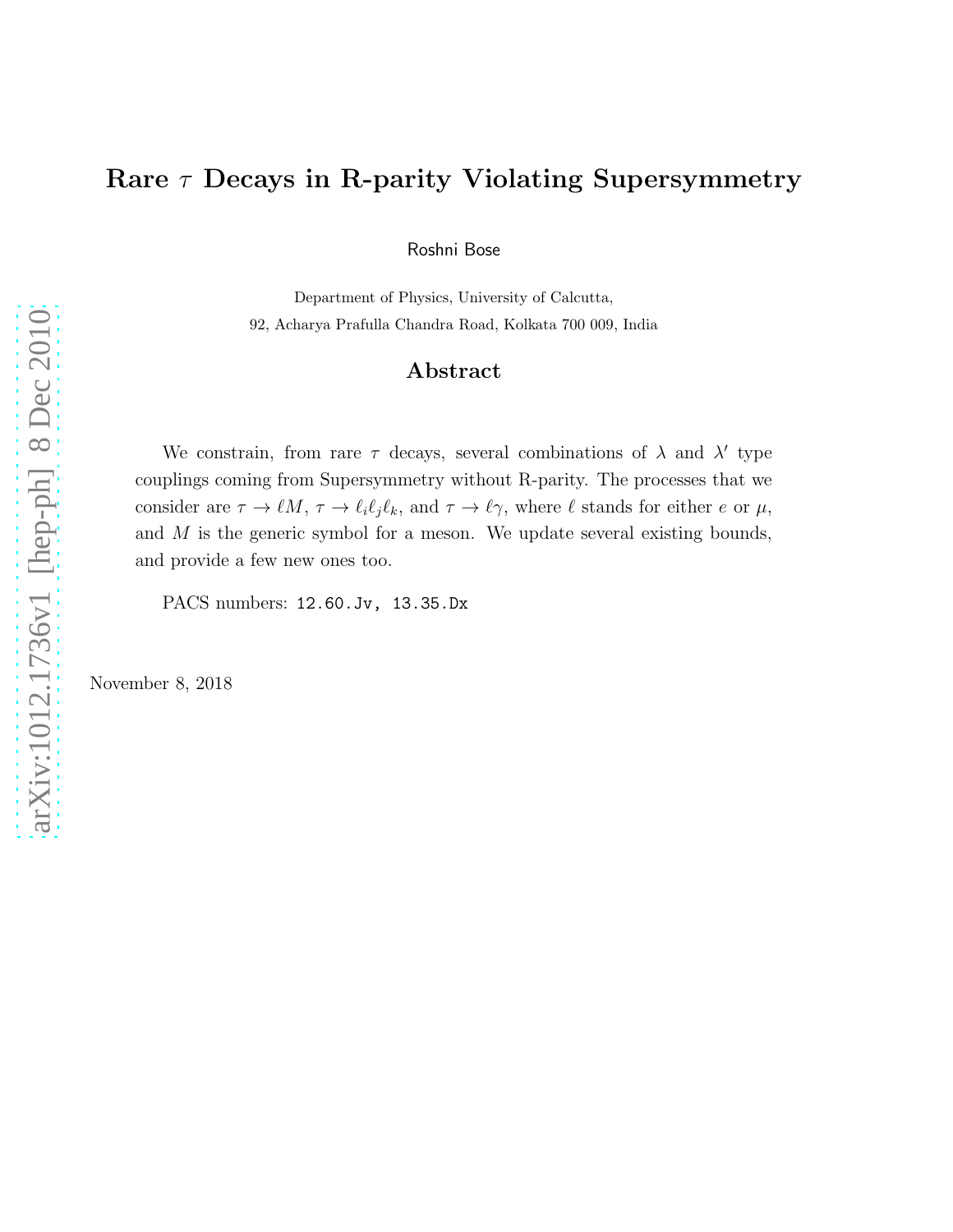# Rare $\tau$ Decays in R-parity Violating Supersymmetry

Roshni Bose

Department of Physics, University of Calcutta,
92, Acharya Prafulla Chandra Road, Kolkata 700 009, India

## Abstract

We constrain, from rare $\tau$ decays, several combinations of $\lambda$ and $\lambda'$ type couplings coming from Supersymmetry without R-parity. The processes that we consider are $\tau \to \ell M$, $\tau \to \ell_i \ell_j \ell_k$, and $\tau \to \ell\gamma$, where $\ell$ stands for either $e$ or $\mu$, and $M$ is the generic symbol for a meson. We update several existing bounds, and provide a few new ones too.

PACS numbers: 12.60.Jv, 13.35.Dx

November 8, 2018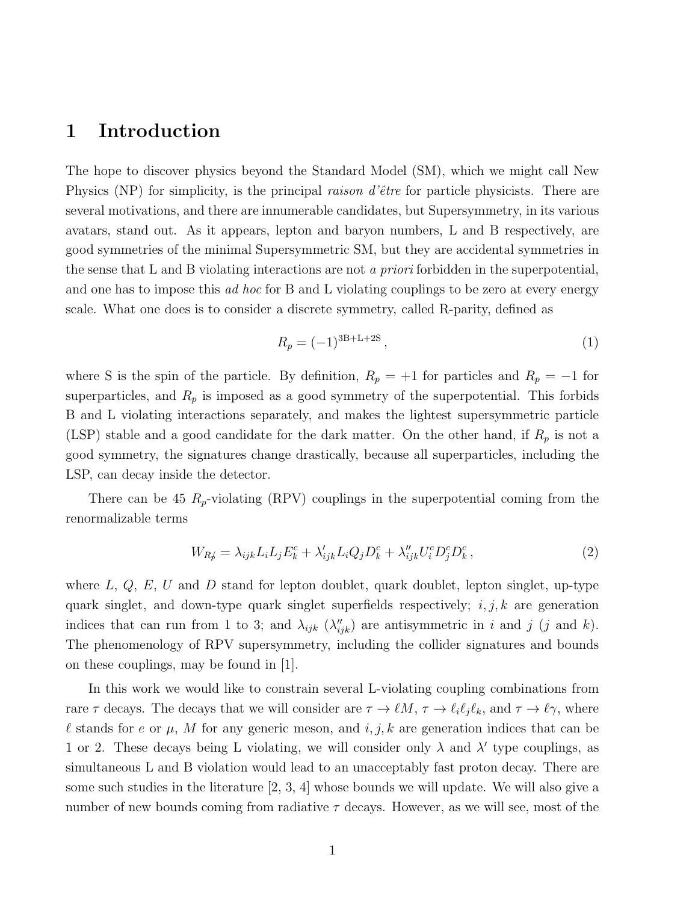# 1 Introduction

The hope to discover physics beyond the Standard Model (SM), which we might call New Physics (NP) for simplicity, is the principal *raison d'être* for particle physicists. There are several motivations, and there are innumerable candidates, but Supersymmetry, in its various avatars, stand out. As it appears, lepton and baryon numbers, L and B respectively, are good symmetries of the minimal Supersymmetric SM, but they are accidental symmetries in the sense that L and B violating interactions are not *a priori* forbidden in the superpotential, and one has to impose this *ad hoc* for B and L violating couplings to be zero at every energy scale. What one does is to consider a discrete symmetry, called R-parity, defined as

$$R_p = (-1)^{3\mathrm{B}+\mathrm{L}+2\mathrm{S}}\,, \tag{1}$$

where S is the spin of the particle. By definition, $R_p = +1$ for particles and $R_p = -1$ for superparticles, and $R_p$ is imposed as a good symmetry of the superpotential. This forbids B and L violating interactions separately, and makes the lightest supersymmetric particle (LSP) stable and a good candidate for the dark matter. On the other hand, if $R_p$ is not a good symmetry, the signatures change drastically, because all superparticles, including the LSP, can decay inside the detector.

There can be 45 $R_p$-violating (RPV) couplings in the superpotential coming from the renormalizable terms

$$W_{\not{R_p}} = \lambda_{ijk} L_i L_j E^c_k + \lambda'_{ijk} L_i Q_j D^c_k + \lambda''_{ijk} U^c_i D^c_j D^c_k\,, \tag{2}$$

where $L$, $Q$, $E$, $U$ and $D$ stand for lepton doublet, quark doublet, lepton singlet, up-type quark singlet, and down-type quark singlet superfields respectively; $i, j, k$ are generation indices that can run from 1 to 3; and $\lambda_{ijk}$ ($\lambda''_{ijk}$) are antisymmetric in $i$ and $j$ ($j$ and $k$). The phenomenology of RPV supersymmetry, including the collider signatures and bounds on these couplings, may be found in [1].

In this work we would like to constrain several L-violating coupling combinations from rare $\tau$ decays. The decays that we will consider are $\tau \to \ell M$, $\tau \to \ell_i \ell_j \ell_k$, and $\tau \to \ell\gamma$, where $\ell$ stands for $e$ or $\mu$, $M$ for any generic meson, and $i, j, k$ are generation indices that can be 1 or 2. These decays being L violating, we will consider only $\lambda$ and $\lambda'$ type couplings, as simultaneous L and B violation would lead to an unacceptably fast proton decay. There are some such studies in the literature [2, 3, 4] whose bounds we will update. We will also give a number of new bounds coming from radiative $\tau$ decays. However, as we will see, most of the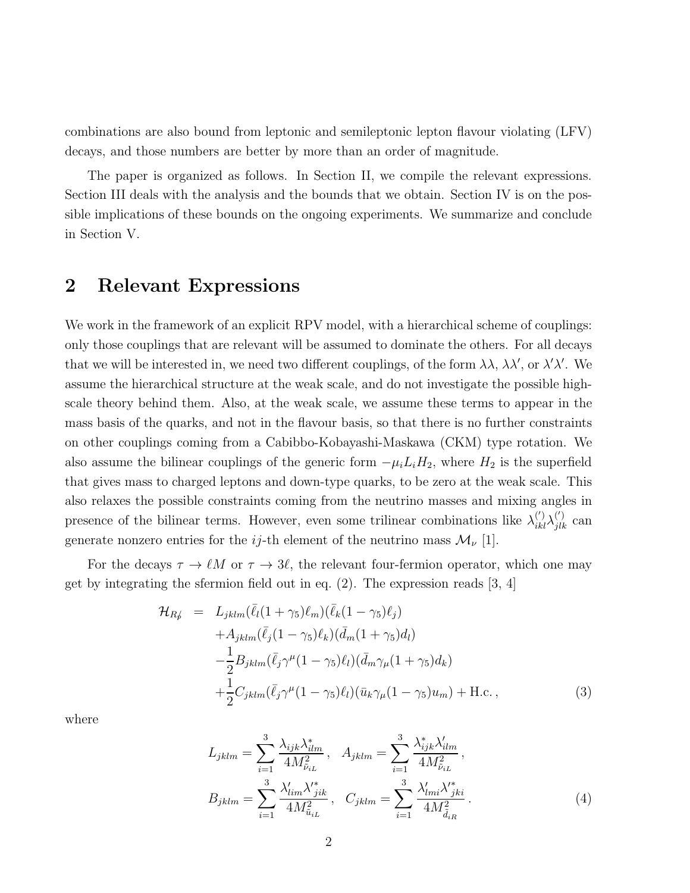combinations are also bound from leptonic and semileptonic lepton flavour violating (LFV) decays, and those numbers are better by more than an order of magnitude.

The paper is organized as follows. In Section II, we compile the relevant expressions. Section III deals with the analysis and the bounds that we obtain. Section IV is on the possible implications of these bounds on the ongoing experiments. We summarize and conclude in Section V.

## 2 Relevant Expressions

We work in the framework of an explicit RPV model, with a hierarchical scheme of couplings: only those couplings that are relevant will be assumed to dominate the others. For all decays that we will be interested in, we need two different couplings, of the form $\lambda\lambda$, $\lambda\lambda'$, or $\lambda'\lambda'$. We assume the hierarchical structure at the weak scale, and do not investigate the possible high-scale theory behind them. Also, at the weak scale, we assume these terms to appear in the mass basis of the quarks, and not in the flavour basis, so that there is no further constraints on other couplings coming from a Cabibbo-Kobayashi-Maskawa (CKM) type rotation. We also assume the bilinear couplings of the generic form $-\mu_i L_i H_2$, where $H_2$ is the superfield that gives mass to charged leptons and down-type quarks, to be zero at the weak scale. This also relaxes the possible constraints coming from the neutrino masses and mixing angles in presence of the bilinear terms. However, even some trilinear combinations like $\lambda^{(\prime)}_{ikl}\lambda^{(\prime)}_{jlk}$ can generate nonzero entries for the $ij$-th element of the neutrino mass $\mathcal{M}_\nu$ [1].

For the decays $\tau \to \ell M$ or $\tau \to 3\ell$, the relevant four-fermion operator, which one may get by integrating the sfermion field out in eq. (2). The expression reads [3, 4]

$$
\begin{aligned}
\mathcal{H}_{R\!\!\!/_p} \;=\;& L_{jklm}(\bar{\ell}_l(1+\gamma_5)\ell_m)(\bar{\ell}_k(1-\gamma_5)\ell_j) \\
&+A_{jklm}(\bar{\ell}_j(1-\gamma_5)\ell_k)(\bar{d}_m(1+\gamma_5)d_l) \\
&-\frac{1}{2}B_{jklm}(\bar{\ell}_j\gamma^\mu(1-\gamma_5)\ell_l)(\bar{d}_m\gamma_\mu(1+\gamma_5)d_k) \\
&+\frac{1}{2}C_{jklm}(\bar{\ell}_j\gamma^\mu(1-\gamma_5)\ell_l)(\bar{u}_k\gamma_\mu(1-\gamma_5)u_m) + \text{H.c.}\,, 
\end{aligned}
\tag{3}
$$

where

$$
\begin{aligned}
L_{jklm} &= \sum_{i=1}^{3}\frac{\lambda_{ijk}\lambda^{*}_{ilm}}{4M^2_{\tilde{\nu}_{iL}}}\,, \quad A_{jklm} = \sum_{i=1}^{3}\frac{\lambda^{*}_{ijk}\lambda'_{ilm}}{4M^2_{\tilde{\nu}_{iL}}}\,, \\
B_{jklm} &= \sum_{i=1}^{3}\frac{\lambda'_{lim}\lambda'^{*}_{jik}}{4M^2_{\tilde{u}_{iL}}}\,, \quad C_{jklm} = \sum_{i=1}^{3}\frac{\lambda'_{lmi}\lambda'^{*}_{jki}}{4M^2_{\tilde{d}_{iR}}}\,.
\end{aligned}
\tag{4}
$$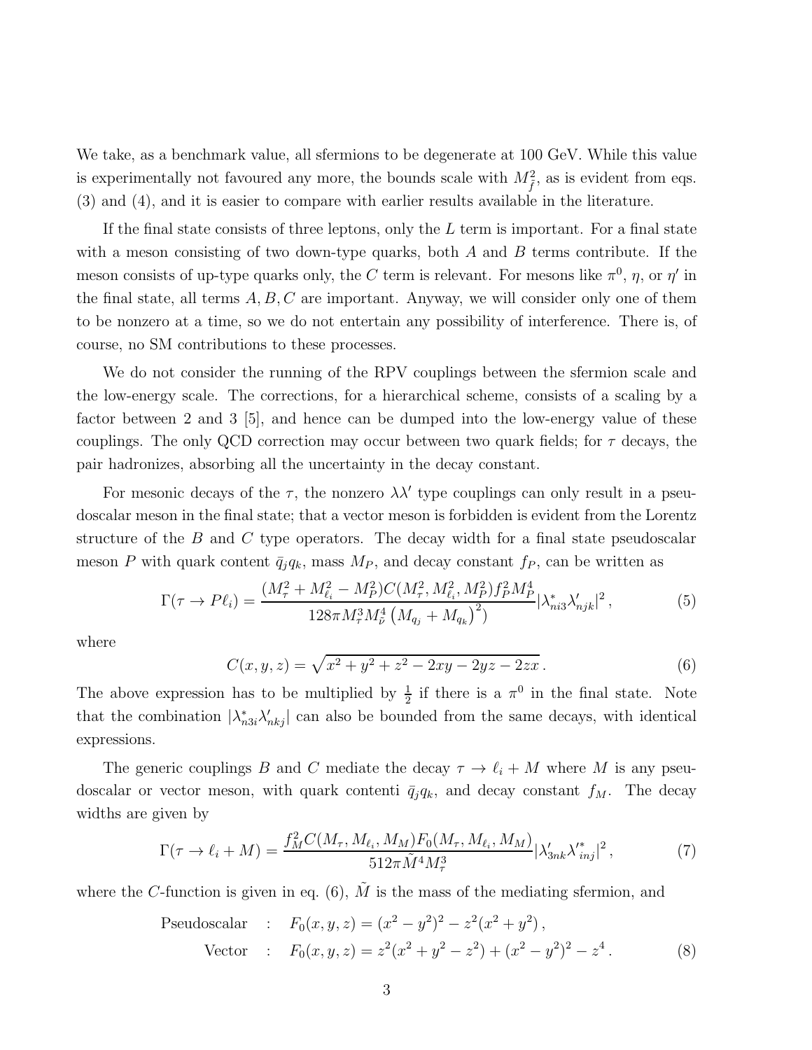We take, as a benchmark value, all sfermions to be degenerate at 100 GeV. While this value is experimentally not favoured any more, the bounds scale with $M_{\tilde{f}}^2$, as is evident from eqs. (3) and (4), and it is easier to compare with earlier results available in the literature.

If the final state consists of three leptons, only the $L$ term is important. For a final state with a meson consisting of two down-type quarks, both $A$ and $B$ terms contribute. If the meson consists of up-type quarks only, the $C$ term is relevant. For mesons like $\pi^0$, $\eta$, or $\eta'$ in the final state, all terms $A, B, C$ are important. Anyway, we will consider only one of them to be nonzero at a time, so we do not entertain any possibility of interference. There is, of course, no SM contributions to these processes.

We do not consider the running of the RPV couplings between the sfermion scale and the low-energy scale. The corrections, for a hierarchical scheme, consists of a scaling by a factor between 2 and 3 [5], and hence can be dumped into the low-energy value of these couplings. The only QCD correction may occur between two quark fields; for $\tau$ decays, the pair hadronizes, absorbing all the uncertainty in the decay constant.

For mesonic decays of the $\tau$, the nonzero $\lambda\lambda'$ type couplings can only result in a pseudoscalar meson in the final state; that a vector meson is forbidden is evident from the Lorentz structure of the $B$ and $C$ type operators. The decay width for a final state pseudoscalar meson $P$ with quark content $\bar{q}_j q_k$, mass $M_P$, and decay constant $f_P$, can be written as

$$\Gamma(\tau \to P\ell_i) = \frac{(M_\tau^2 + M_{\ell_i}^2 - M_P^2) C(M_\tau^2, M_{\ell_i}^2, M_P^2) f_P^2 M_P^4}{128\pi M_\tau^3 M_{\tilde{\nu}}^4 \left(M_{q_j} + M_{q_k}\right)^2)} |\lambda^*_{ni3}\lambda'_{njk}|^2 \,, \tag{5}$$

where

$$C(x, y, z) = \sqrt{x^2 + y^2 + z^2 - 2xy - 2yz - 2zx} \,. \tag{6}$$

The above expression has to be multiplied by $\frac{1}{2}$ if there is a $\pi^0$ in the final state. Note that the combination $|\lambda^*_{n3i}\lambda'_{nkj}|$ can also be bounded from the same decays, with identical expressions.

The generic couplings $B$ and $C$ mediate the decay $\tau \to \ell_i + M$ where $M$ is any pseudoscalar or vector meson, with quark contenti $\bar{q}_j q_k$, and decay constant $f_M$. The decay widths are given by

$$\Gamma(\tau \to \ell_i + M) = \frac{f_M^2 C(M_\tau, M_{\ell_i}, M_M) F_0(M_\tau, M_{\ell_i}, M_M)}{512\pi \tilde{M}^4 M_\tau^3} |\lambda'_{3nk}\lambda'^*_{inj}|^2 \,, \tag{7}$$

where the $C$-function is given in eq. (6), $\tilde{M}$ is the mass of the mediating sfermion, and

$$\begin{aligned}
\text{Pseudoscalar} \quad &: \quad F_0(x, y, z) = (x^2 - y^2)^2 - z^2(x^2 + y^2) \,, \\
\text{Vector} \quad &: \quad F_0(x, y, z) = z^2(x^2 + y^2 - z^2) + (x^2 - y^2)^2 - z^4 \,.
\end{aligned} \tag{8}$$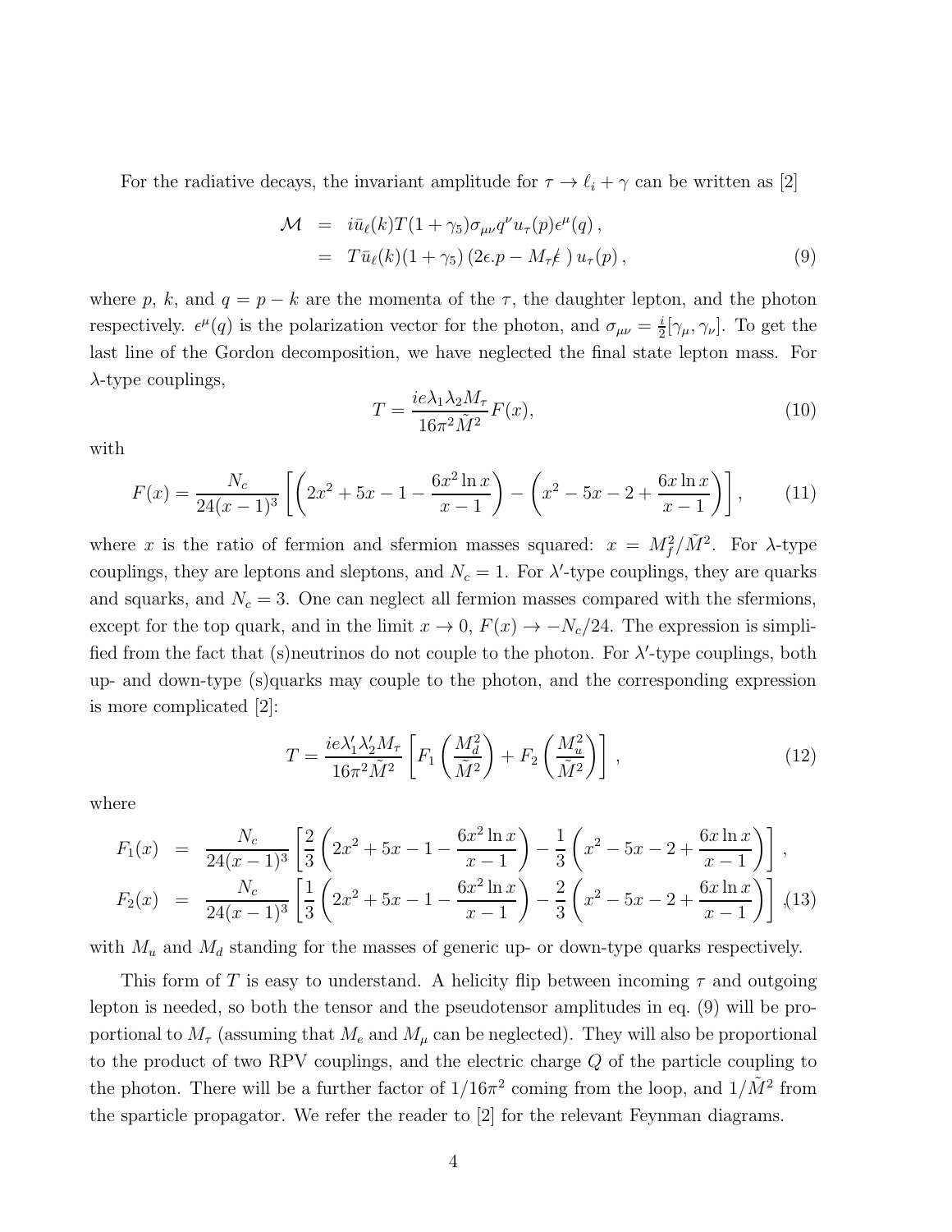For the radiative decays, the invariant amplitude for $\tau \to \ell_i + \gamma$ can be written as [2]

$$
\begin{aligned}
\mathcal{M} &= i\bar{u}_\ell(k) T (1+\gamma_5) \sigma_{\mu\nu} q^\nu u_\tau(p) \epsilon^\mu(q)\,, \\
&= T \bar{u}_\ell(k)(1+\gamma_5)\left(2\epsilon . p - M_\tau \not{\epsilon}\,\right) u_\tau(p)\,,
\end{aligned}
\tag{9}
$$

where $p$, $k$, and $q = p - k$ are the momenta of the $\tau$, the daughter lepton, and the photon respectively. $\epsilon^\mu(q)$ is the polarization vector for the photon, and $\sigma_{\mu\nu} = \frac{i}{2}[\gamma_\mu, \gamma_\nu]$. To get the last line of the Gordon decomposition, we have neglected the final state lepton mass. For $\lambda$-type couplings,

$$
T = \frac{ie\lambda_1\lambda_2 M_\tau}{16\pi^2 \tilde{M}^2} F(x), \tag{10}
$$

with

$$
F(x) = \frac{N_c}{24(x-1)^3}\left[\left(2x^2 + 5x - 1 - \frac{6x^2 \ln x}{x-1}\right) - \left(x^2 - 5x - 2 + \frac{6x \ln x}{x-1}\right)\right], \tag{11}
$$

where $x$ is the ratio of fermion and sfermion masses squared: $x = M_f^2/\tilde{M}^2$. For $\lambda$-type couplings, they are leptons and sleptons, and $N_c = 1$. For $\lambda'$-type couplings, they are quarks and squarks, and $N_c = 3$. One can neglect all fermion masses compared with the sfermions, except for the top quark, and in the limit $x \to 0$, $F(x) \to -N_c/24$. The expression is simplified from the fact that (s)neutrinos do not couple to the photon. For $\lambda'$-type couplings, both up- and down-type (s)quarks may couple to the photon, and the corresponding expression is more complicated [2]:

$$
T = \frac{ie\lambda'_1\lambda'_2 M_\tau}{16\pi^2 \tilde{M}^2}\left[F_1\left(\frac{M_d^2}{\tilde{M}^2}\right) + F_2\left(\frac{M_u^2}{\tilde{M}^2}\right)\right], \tag{12}
$$

where

$$
\begin{aligned}
F_1(x) &= \frac{N_c}{24(x-1)^3}\left[\frac{2}{3}\left(2x^2 + 5x - 1 - \frac{6x^2 \ln x}{x-1}\right) - \frac{1}{3}\left(x^2 - 5x - 2 + \frac{6x \ln x}{x-1}\right)\right], \\
F_2(x) &= \frac{N_c}{24(x-1)^3}\left[\frac{1}{3}\left(2x^2 + 5x - 1 - \frac{6x^2 \ln x}{x-1}\right) - \frac{2}{3}\left(x^2 - 5x - 2 + \frac{6x \ln x}{x-1}\right)\right],
\end{aligned}
\tag{13}
$$

with $M_u$ and $M_d$ standing for the masses of generic up- or down-type quarks respectively.

This form of $T$ is easy to understand. A helicity flip between incoming $\tau$ and outgoing lepton is needed, so both the tensor and the pseudotensor amplitudes in eq. (9) will be proportional to $M_\tau$ (assuming that $M_e$ and $M_\mu$ can be neglected). They will also be proportional to the product of two RPV couplings, and the electric charge $Q$ of the particle coupling to the photon. There will be a further factor of $1/16\pi^2$ coming from the loop, and $1/\tilde{M}^2$ from the sparticle propagator. We refer the reader to [2] for the relevant Feynman diagrams.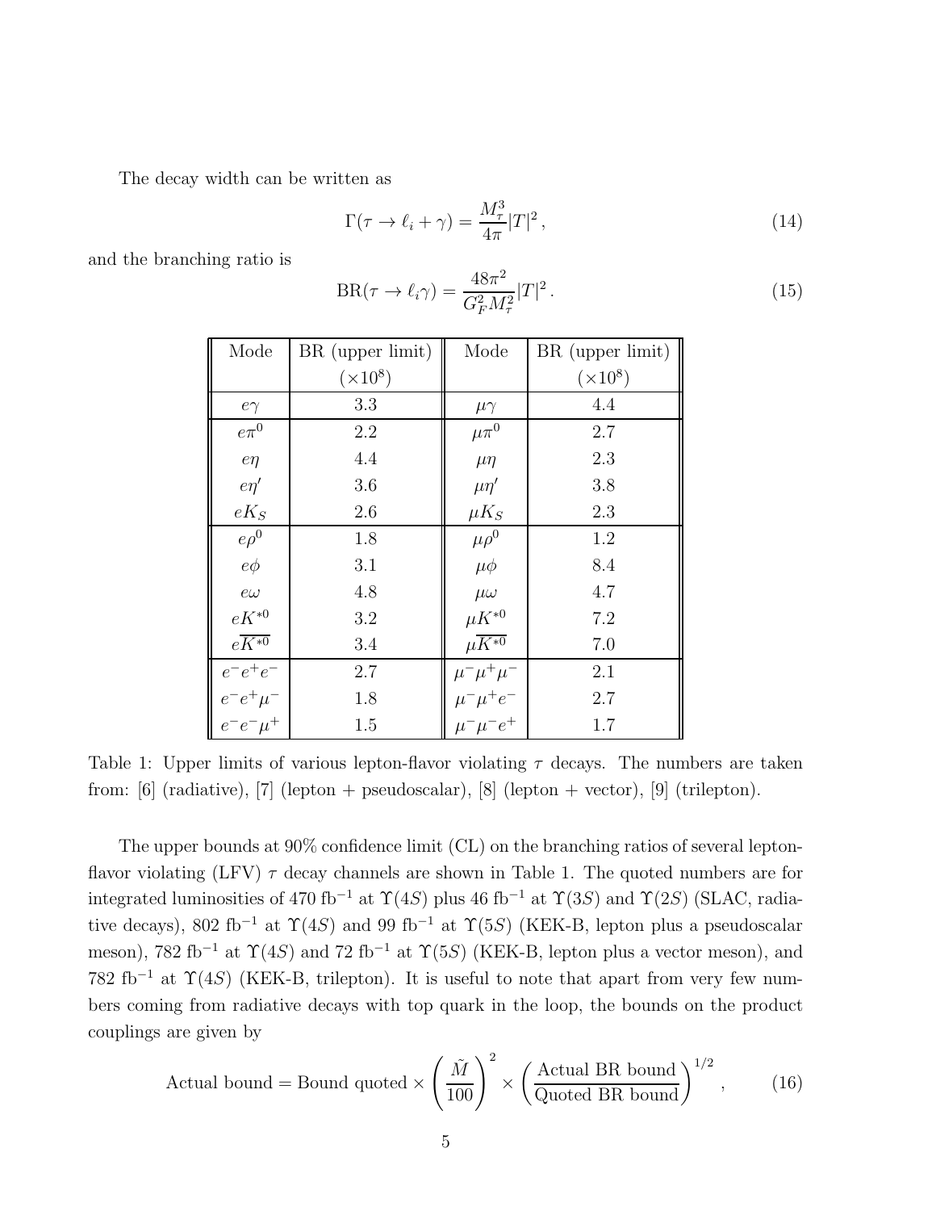The decay width can be written as

$$\Gamma(\tau \to \ell_i + \gamma) = \frac{M_\tau^3}{4\pi}|T|^2\,, \tag{14}$$

and the branching ratio is

$$\mathrm{BR}(\tau \to \ell_i\gamma) = \frac{48\pi^2}{G_F^2 M_\tau^2}|T|^2\,. \tag{15}$$

| Mode | BR (upper limit) $(\times 10^8)$ | Mode | BR (upper limit) $(\times 10^8)$ |
|---|---|---|---|
| $e\gamma$ | 3.3 | $\mu\gamma$ | 4.4 |
| $e\pi^0$ | 2.2 | $\mu\pi^0$ | 2.7 |
| $e\eta$ | 4.4 | $\mu\eta$ | 2.3 |
| $e\eta'$ | 3.6 | $\mu\eta'$ | 3.8 |
| $eK_S$ | 2.6 | $\mu K_S$ | 2.3 |
| $e\rho^0$ | 1.8 | $\mu\rho^0$ | 1.2 |
| $e\phi$ | 3.1 | $\mu\phi$ | 8.4 |
| $e\omega$ | 4.8 | $\mu\omega$ | 4.7 |
| $eK^{*0}$ | 3.2 | $\mu K^{*0}$ | 7.2 |
| $e\overline{K^{*0}}$ | 3.4 | $\mu\overline{K^{*0}}$ | 7.0 |
| $e^-e^+e^-$ | 2.7 | $\mu^-\mu^+\mu^-$ | 2.1 |
| $e^-e^+\mu^-$ | 1.8 | $\mu^-\mu^+e^-$ | 2.7 |
| $e^-e^-\mu^+$ | 1.5 | $\mu^-\mu^-e^+$ | 1.7 |

Table 1: Upper limits of various lepton-flavor violating $\tau$ decays. The numbers are taken from: [6] (radiative), [7] (lepton + pseudoscalar), [8] (lepton + vector), [9] (trilepton).

The upper bounds at 90% confidence limit (CL) on the branching ratios of several lepton-flavor violating (LFV) $\tau$ decay channels are shown in Table 1. The quoted numbers are for integrated luminosities of 470 fb$^{-1}$ at $\Upsilon(4S)$ plus 46 fb$^{-1}$ at $\Upsilon(3S)$ and $\Upsilon(2S)$ (SLAC, radiative decays), 802 fb$^{-1}$ at $\Upsilon(4S)$ and 99 fb$^{-1}$ at $\Upsilon(5S)$ (KEK-B, lepton plus a pseudoscalar meson), 782 fb$^{-1}$ at $\Upsilon(4S)$ and 72 fb$^{-1}$ at $\Upsilon(5S)$ (KEK-B, lepton plus a vector meson), and 782 fb$^{-1}$ at $\Upsilon(4S)$ (KEK-B, trilepton). It is useful to note that apart from very few numbers coming from radiative decays with top quark in the loop, the bounds on the product couplings are given by

$$\text{Actual bound} = \text{Bound quoted} \times \left(\frac{\tilde{M}}{100}\right)^2 \times \left(\frac{\text{Actual BR bound}}{\text{Quoted BR bound}}\right)^{1/2}\,, \tag{16}$$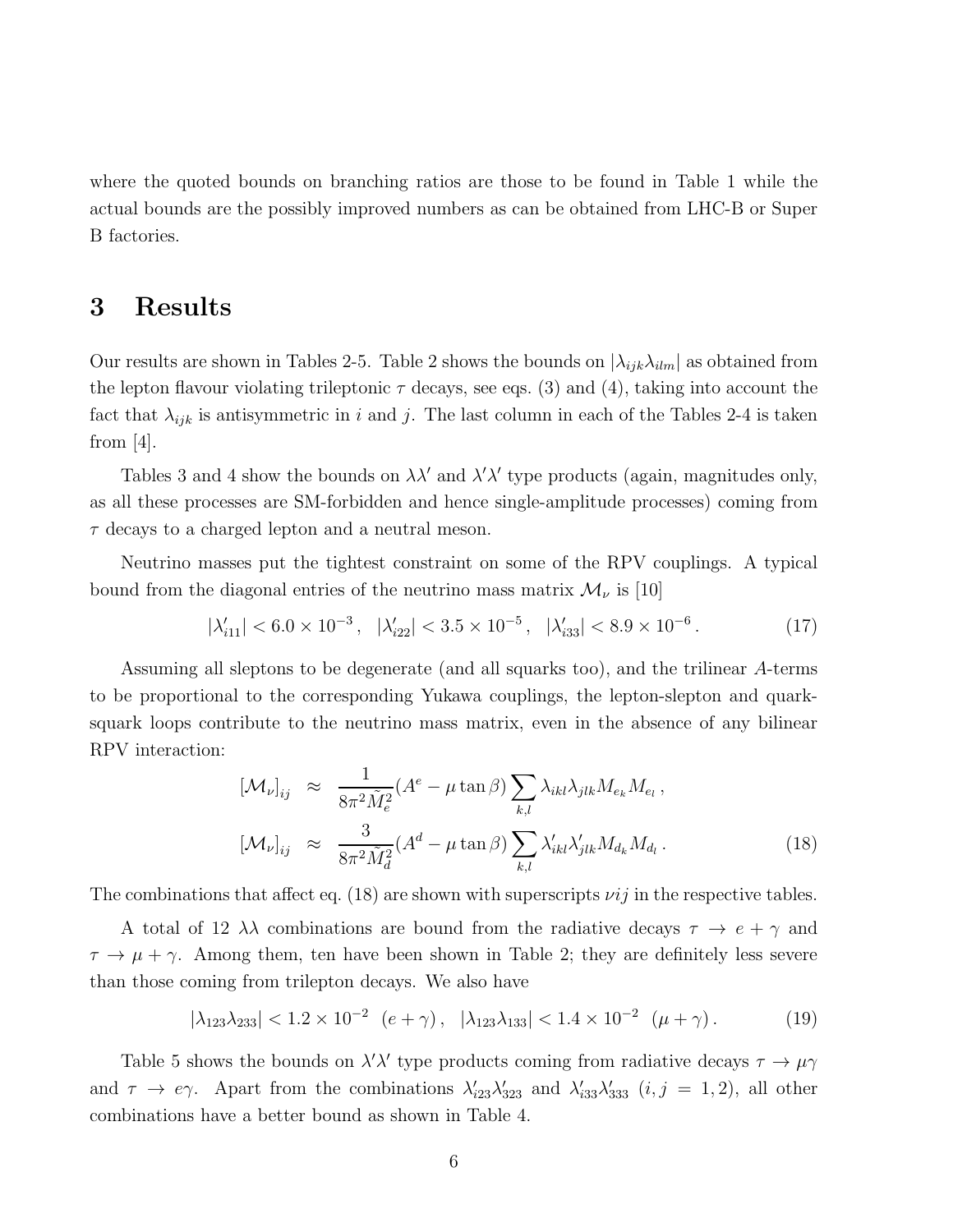where the quoted bounds on branching ratios are those to be found in Table 1 while the actual bounds are the possibly improved numbers as can be obtained from LHC-B or Super B factories.

# 3 Results

Our results are shown in Tables 2-5. Table 2 shows the bounds on $|\lambda_{ijk}\lambda_{ilm}|$ as obtained from the lepton flavour violating trileptonic $\tau$ decays, see eqs. (3) and (4), taking into account the fact that $\lambda_{ijk}$ is antisymmetric in $i$ and $j$. The last column in each of the Tables 2-4 is taken from [4].

Tables 3 and 4 show the bounds on $\lambda\lambda'$ and $\lambda'\lambda'$ type products (again, magnitudes only, as all these processes are SM-forbidden and hence single-amplitude processes) coming from $\tau$ decays to a charged lepton and a neutral meson.

Neutrino masses put the tightest constraint on some of the RPV couplings. A typical bound from the diagonal entries of the neutrino mass matrix $\mathcal{M}_\nu$ is [10]

$$|\lambda'_{i11}| < 6.0 \times 10^{-3}\,, \quad |\lambda'_{i22}| < 3.5 \times 10^{-5}\,, \quad |\lambda'_{i33}| < 8.9 \times 10^{-6}\,. \tag{17}$$

Assuming all sleptons to be degenerate (and all squarks too), and the trilinear $A$-terms to be proportional to the corresponding Yukawa couplings, the lepton-slepton and quark-squark loops contribute to the neutrino mass matrix, even in the absence of any bilinear RPV interaction:

$$\begin{aligned} [\mathcal{M}_\nu]_{ij} &\approx \frac{1}{8\pi^2 \tilde{M}_e^2}(A^e - \mu\tan\beta)\sum_{k,l}\lambda_{ikl}\lambda_{jlk}M_{e_k}M_{e_l}\,, \\ [\mathcal{M}_\nu]_{ij} &\approx \frac{3}{8\pi^2 \tilde{M}_d^2}(A^d - \mu\tan\beta)\sum_{k,l}\lambda'_{ikl}\lambda'_{jlk}M_{d_k}M_{d_l}\,. \end{aligned} \tag{18}$$

The combinations that affect eq. (18) are shown with superscripts $\nu ij$ in the respective tables.

A total of 12 $\lambda\lambda$ combinations are bound from the radiative decays $\tau \to e + \gamma$ and $\tau \to \mu + \gamma$. Among them, ten have been shown in Table 2; they are definitely less severe than those coming from trilepton decays. We also have

$$|\lambda_{123}\lambda_{233}| < 1.2 \times 10^{-2} \quad (e+\gamma)\,, \quad |\lambda_{123}\lambda_{133}| < 1.4 \times 10^{-2} \quad (\mu+\gamma)\,. \tag{19}$$

Table 5 shows the bounds on $\lambda'\lambda'$ type products coming from radiative decays $\tau \to \mu\gamma$ and $\tau \to e\gamma$. Apart from the combinations $\lambda'_{i23}\lambda'_{323}$ and $\lambda'_{i33}\lambda'_{333}$ $(i,j = 1,2)$, all other combinations have a better bound as shown in Table 4.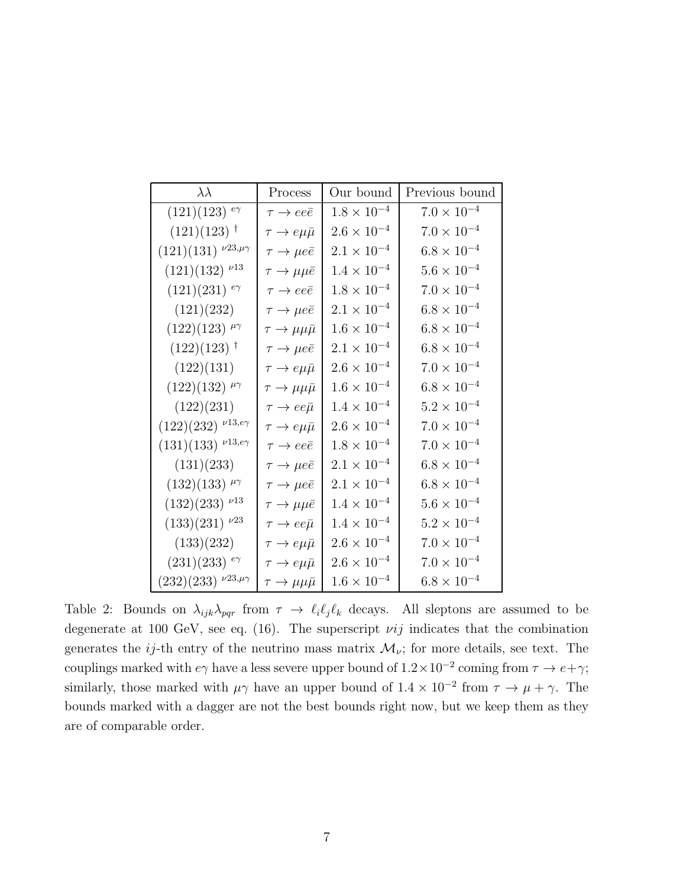| $\lambda\lambda$ | Process | Our bound | Previous bound |
|---|---|---|---|
| $(121)(123)$ $^{e\gamma}$ | $\tau \to ee\bar{e}$ | $1.8 \times 10^{-4}$ | $7.0 \times 10^{-4}$ |
| $(121)(123)$ $^{\dagger}$ | $\tau \to e\mu\bar{\mu}$ | $2.6 \times 10^{-4}$ | $7.0 \times 10^{-4}$ |
| $(121)(131)$ $^{\nu 23, \mu\gamma}$ | $\tau \to \mu e\bar{e}$ | $2.1 \times 10^{-4}$ | $6.8 \times 10^{-4}$ |
| $(121)(132)$ $^{\nu 13}$ | $\tau \to \mu\mu\bar{e}$ | $1.4 \times 10^{-4}$ | $5.6 \times 10^{-4}$ |
| $(121)(231)$ $^{e\gamma}$ | $\tau \to ee\bar{e}$ | $1.8 \times 10^{-4}$ | $7.0 \times 10^{-4}$ |
| $(121)(232)$ | $\tau \to \mu e\bar{e}$ | $2.1 \times 10^{-4}$ | $6.8 \times 10^{-4}$ |
| $(122)(123)$ $^{\mu\gamma}$ | $\tau \to \mu\mu\bar{\mu}$ | $1.6 \times 10^{-4}$ | $6.8 \times 10^{-4}$ |
| $(122)(123)$ $^{\dagger}$ | $\tau \to \mu e\bar{e}$ | $2.1 \times 10^{-4}$ | $6.8 \times 10^{-4}$ |
| $(122)(131)$ | $\tau \to e\mu\bar{\mu}$ | $2.6 \times 10^{-4}$ | $7.0 \times 10^{-4}$ |
| $(122)(132)$ $^{\mu\gamma}$ | $\tau \to \mu\mu\bar{\mu}$ | $1.6 \times 10^{-4}$ | $6.8 \times 10^{-4}$ |
| $(122)(231)$ | $\tau \to ee\bar{\mu}$ | $1.4 \times 10^{-4}$ | $5.2 \times 10^{-4}$ |
| $(122)(232)$ $^{\nu 13, e\gamma}$ | $\tau \to e\mu\bar{\mu}$ | $2.6 \times 10^{-4}$ | $7.0 \times 10^{-4}$ |
| $(131)(133)$ $^{\nu 13, e\gamma}$ | $\tau \to ee\bar{e}$ | $1.8 \times 10^{-4}$ | $7.0 \times 10^{-4}$ |
| $(131)(233)$ | $\tau \to \mu e\bar{e}$ | $2.1 \times 10^{-4}$ | $6.8 \times 10^{-4}$ |
| $(132)(133)$ $^{\mu\gamma}$ | $\tau \to \mu e\bar{e}$ | $2.1 \times 10^{-4}$ | $6.8 \times 10^{-4}$ |
| $(132)(233)$ $^{\nu 13}$ | $\tau \to \mu\mu\bar{e}$ | $1.4 \times 10^{-4}$ | $5.6 \times 10^{-4}$ |
| $(133)(231)$ $^{\nu 23}$ | $\tau \to ee\bar{\mu}$ | $1.4 \times 10^{-4}$ | $5.2 \times 10^{-4}$ |
| $(133)(232)$ | $\tau \to e\mu\bar{\mu}$ | $2.6 \times 10^{-4}$ | $7.0 \times 10^{-4}$ |
| $(231)(233)$ $^{e\gamma}$ | $\tau \to e\mu\bar{\mu}$ | $2.6 \times 10^{-4}$ | $7.0 \times 10^{-4}$ |
| $(232)(233)$ $^{\nu 23, \mu\gamma}$ | $\tau \to \mu\mu\bar{\mu}$ | $1.6 \times 10^{-4}$ | $6.8 \times 10^{-4}$ |

Table 2: Bounds on $\lambda_{ijk}\lambda_{pqr}$ from $\tau \to \ell_i\ell_j\ell_k$ decays. All sleptons are assumed to be degenerate at 100 GeV, see eq. (16). The superscript $\nu ij$ indicates that the combination generates the $ij$-th entry of the neutrino mass matrix $\mathcal{M}_\nu$; for more details, see text. The couplings marked with $e\gamma$ have a less severe upper bound of $1.2\times10^{-2}$ coming from $\tau \to e+\gamma$; similarly, those marked with $\mu\gamma$ have an upper bound of $1.4 \times 10^{-2}$ from $\tau \to \mu + \gamma$. The bounds marked with a dagger are not the best bounds right now, but we keep them as they are of comparable order.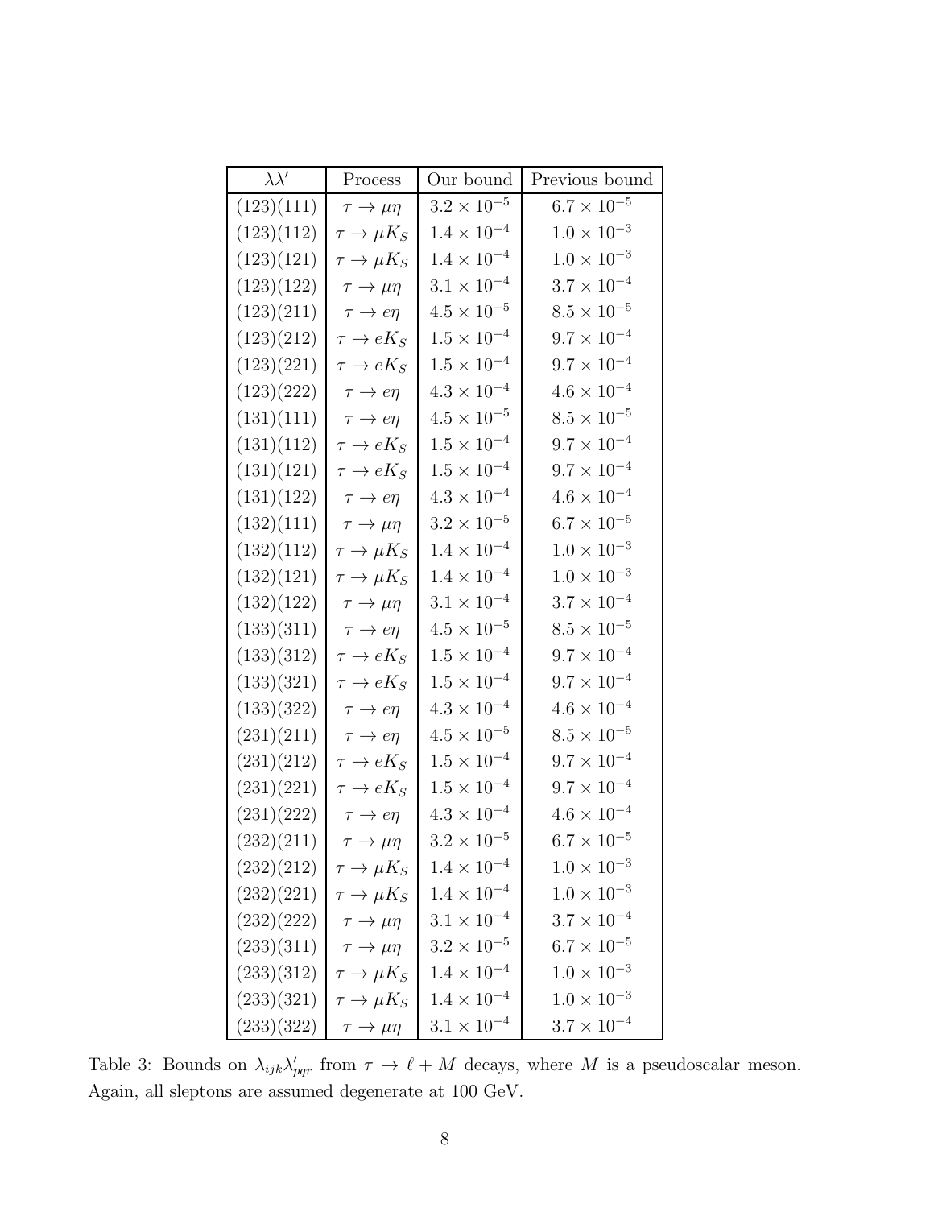| $\lambda\lambda'$ | Process | Our bound | Previous bound |
|---|---|---|---|
| (123)(111) | $\tau \to \mu\eta$ | $3.2 \times 10^{-5}$ | $6.7 \times 10^{-5}$ |
| (123)(112) | $\tau \to \mu K_S$ | $1.4 \times 10^{-4}$ | $1.0 \times 10^{-3}$ |
| (123)(121) | $\tau \to \mu K_S$ | $1.4 \times 10^{-4}$ | $1.0 \times 10^{-3}$ |
| (123)(122) | $\tau \to \mu\eta$ | $3.1 \times 10^{-4}$ | $3.7 \times 10^{-4}$ |
| (123)(211) | $\tau \to e\eta$ | $4.5 \times 10^{-5}$ | $8.5 \times 10^{-5}$ |
| (123)(212) | $\tau \to eK_S$ | $1.5 \times 10^{-4}$ | $9.7 \times 10^{-4}$ |
| (123)(221) | $\tau \to eK_S$ | $1.5 \times 10^{-4}$ | $9.7 \times 10^{-4}$ |
| (123)(222) | $\tau \to e\eta$ | $4.3 \times 10^{-4}$ | $4.6 \times 10^{-4}$ |
| (131)(111) | $\tau \to e\eta$ | $4.5 \times 10^{-5}$ | $8.5 \times 10^{-5}$ |
| (131)(112) | $\tau \to eK_S$ | $1.5 \times 10^{-4}$ | $9.7 \times 10^{-4}$ |
| (131)(121) | $\tau \to eK_S$ | $1.5 \times 10^{-4}$ | $9.7 \times 10^{-4}$ |
| (131)(122) | $\tau \to e\eta$ | $4.3 \times 10^{-4}$ | $4.6 \times 10^{-4}$ |
| (132)(111) | $\tau \to \mu\eta$ | $3.2 \times 10^{-5}$ | $6.7 \times 10^{-5}$ |
| (132)(112) | $\tau \to \mu K_S$ | $1.4 \times 10^{-4}$ | $1.0 \times 10^{-3}$ |
| (132)(121) | $\tau \to \mu K_S$ | $1.4 \times 10^{-4}$ | $1.0 \times 10^{-3}$ |
| (132)(122) | $\tau \to \mu\eta$ | $3.1 \times 10^{-4}$ | $3.7 \times 10^{-4}$ |
| (133)(311) | $\tau \to e\eta$ | $4.5 \times 10^{-5}$ | $8.5 \times 10^{-5}$ |
| (133)(312) | $\tau \to eK_S$ | $1.5 \times 10^{-4}$ | $9.7 \times 10^{-4}$ |
| (133)(321) | $\tau \to eK_S$ | $1.5 \times 10^{-4}$ | $9.7 \times 10^{-4}$ |
| (133)(322) | $\tau \to e\eta$ | $4.3 \times 10^{-4}$ | $4.6 \times 10^{-4}$ |
| (231)(211) | $\tau \to e\eta$ | $4.5 \times 10^{-5}$ | $8.5 \times 10^{-5}$ |
| (231)(212) | $\tau \to eK_S$ | $1.5 \times 10^{-4}$ | $9.7 \times 10^{-4}$ |
| (231)(221) | $\tau \to eK_S$ | $1.5 \times 10^{-4}$ | $9.7 \times 10^{-4}$ |
| (231)(222) | $\tau \to e\eta$ | $4.3 \times 10^{-4}$ | $4.6 \times 10^{-4}$ |
| (232)(211) | $\tau \to \mu\eta$ | $3.2 \times 10^{-5}$ | $6.7 \times 10^{-5}$ |
| (232)(212) | $\tau \to \mu K_S$ | $1.4 \times 10^{-4}$ | $1.0 \times 10^{-3}$ |
| (232)(221) | $\tau \to \mu K_S$ | $1.4 \times 10^{-4}$ | $1.0 \times 10^{-3}$ |
| (232)(222) | $\tau \to \mu\eta$ | $3.1 \times 10^{-4}$ | $3.7 \times 10^{-4}$ |
| (233)(311) | $\tau \to \mu\eta$ | $3.2 \times 10^{-5}$ | $6.7 \times 10^{-5}$ |
| (233)(312) | $\tau \to \mu K_S$ | $1.4 \times 10^{-4}$ | $1.0 \times 10^{-3}$ |
| (233)(321) | $\tau \to \mu K_S$ | $1.4 \times 10^{-4}$ | $1.0 \times 10^{-3}$ |
| (233)(322) | $\tau \to \mu\eta$ | $3.1 \times 10^{-4}$ | $3.7 \times 10^{-4}$ |

Table 3: Bounds on $\lambda_{ijk}\lambda'_{pqr}$ from $\tau \to \ell + M$ decays, where $M$ is a pseudoscalar meson. Again, all sleptons are assumed degenerate at 100 GeV.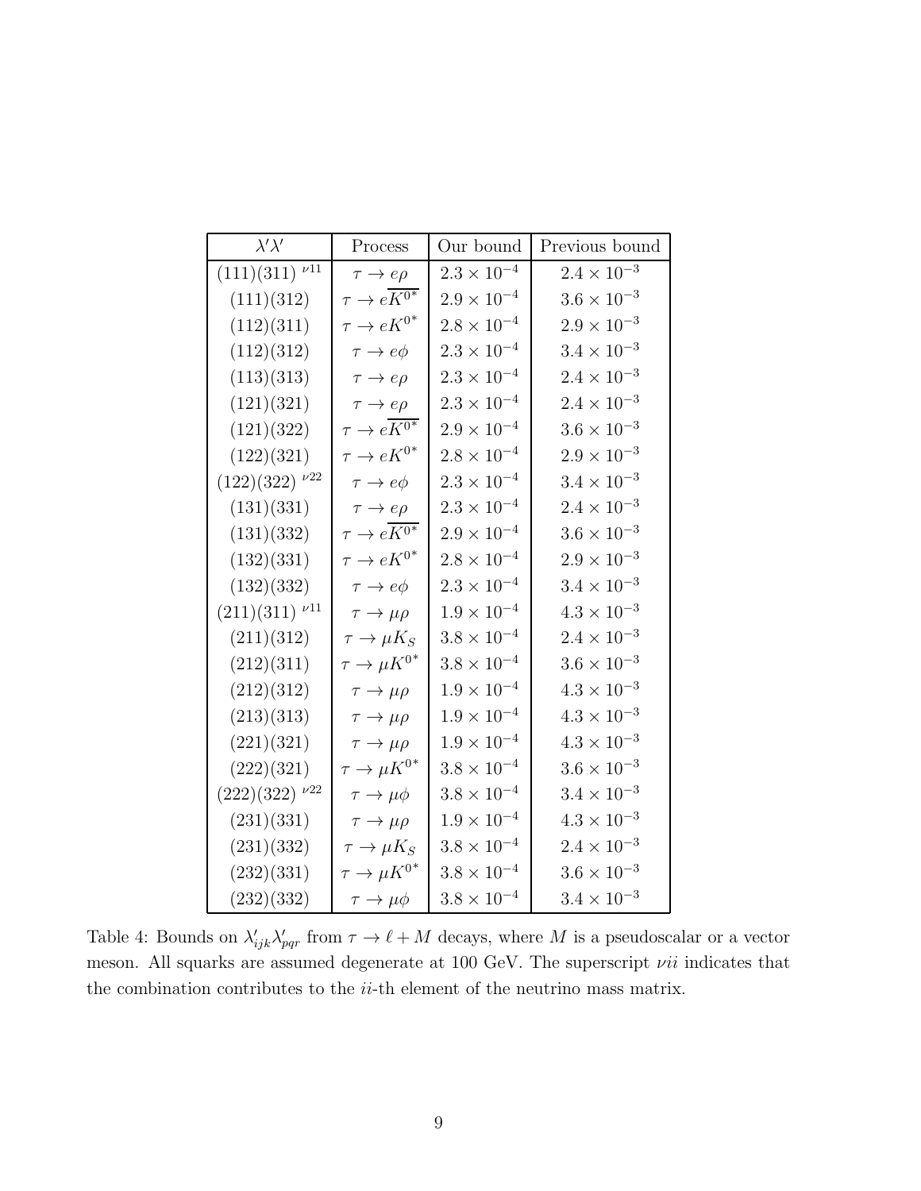| $\lambda'\lambda'$ | Process | Our bound | Previous bound |
|---|---|---|---|
| $(111)(311)^{\ \nu 11}$ | $\tau \to e\rho$ | $2.3 \times 10^{-4}$ | $2.4 \times 10^{-3}$ |
| $(111)(312)$ | $\tau \to e\overline{K^{0*}}$ | $2.9 \times 10^{-4}$ | $3.6 \times 10^{-3}$ |
| $(112)(311)$ | $\tau \to eK^{0*}$ | $2.8 \times 10^{-4}$ | $2.9 \times 10^{-3}$ |
| $(112)(312)$ | $\tau \to e\phi$ | $2.3 \times 10^{-4}$ | $3.4 \times 10^{-3}$ |
| $(113)(313)$ | $\tau \to e\rho$ | $2.3 \times 10^{-4}$ | $2.4 \times 10^{-3}$ |
| $(121)(321)$ | $\tau \to e\rho$ | $2.3 \times 10^{-4}$ | $2.4 \times 10^{-3}$ |
| $(121)(322)$ | $\tau \to e\overline{K^{0*}}$ | $2.9 \times 10^{-4}$ | $3.6 \times 10^{-3}$ |
| $(122)(321)$ | $\tau \to eK^{0*}$ | $2.8 \times 10^{-4}$ | $2.9 \times 10^{-3}$ |
| $(122)(322)^{\ \nu 22}$ | $\tau \to e\phi$ | $2.3 \times 10^{-4}$ | $3.4 \times 10^{-3}$ |
| $(131)(331)$ | $\tau \to e\rho$ | $2.3 \times 10^{-4}$ | $2.4 \times 10^{-3}$ |
| $(131)(332)$ | $\tau \to e\overline{K^{0*}}$ | $2.9 \times 10^{-4}$ | $3.6 \times 10^{-3}$ |
| $(132)(331)$ | $\tau \to eK^{0*}$ | $2.8 \times 10^{-4}$ | $2.9 \times 10^{-3}$ |
| $(132)(332)$ | $\tau \to e\phi$ | $2.3 \times 10^{-4}$ | $3.4 \times 10^{-3}$ |
| $(211)(311)^{\ \nu 11}$ | $\tau \to \mu\rho$ | $1.9 \times 10^{-4}$ | $4.3 \times 10^{-3}$ |
| $(211)(312)$ | $\tau \to \mu K_S$ | $3.8 \times 10^{-4}$ | $2.4 \times 10^{-3}$ |
| $(212)(311)$ | $\tau \to \mu K^{0*}$ | $3.8 \times 10^{-4}$ | $3.6 \times 10^{-3}$ |
| $(212)(312)$ | $\tau \to \mu\rho$ | $1.9 \times 10^{-4}$ | $4.3 \times 10^{-3}$ |
| $(213)(313)$ | $\tau \to \mu\rho$ | $1.9 \times 10^{-4}$ | $4.3 \times 10^{-3}$ |
| $(221)(321)$ | $\tau \to \mu\rho$ | $1.9 \times 10^{-4}$ | $4.3 \times 10^{-3}$ |
| $(222)(321)$ | $\tau \to \mu K^{0*}$ | $3.8 \times 10^{-4}$ | $3.6 \times 10^{-3}$ |
| $(222)(322)^{\ \nu 22}$ | $\tau \to \mu\phi$ | $3.8 \times 10^{-4}$ | $3.4 \times 10^{-3}$ |
| $(231)(331)$ | $\tau \to \mu\rho$ | $1.9 \times 10^{-4}$ | $4.3 \times 10^{-3}$ |
| $(231)(332)$ | $\tau \to \mu K_S$ | $3.8 \times 10^{-4}$ | $2.4 \times 10^{-3}$ |
| $(232)(331)$ | $\tau \to \mu K^{0*}$ | $3.8 \times 10^{-4}$ | $3.6 \times 10^{-3}$ |
| $(232)(332)$ | $\tau \to \mu\phi$ | $3.8 \times 10^{-4}$ | $3.4 \times 10^{-3}$ |

Table 4: Bounds on $\lambda'_{ijk}\lambda'_{pqr}$ from $\tau \to \ell + M$ decays, where $M$ is a pseudoscalar or a vector meson. All squarks are assumed degenerate at 100 GeV. The superscript $\nu ii$ indicates that the combination contributes to the $ii$-th element of the neutrino mass matrix.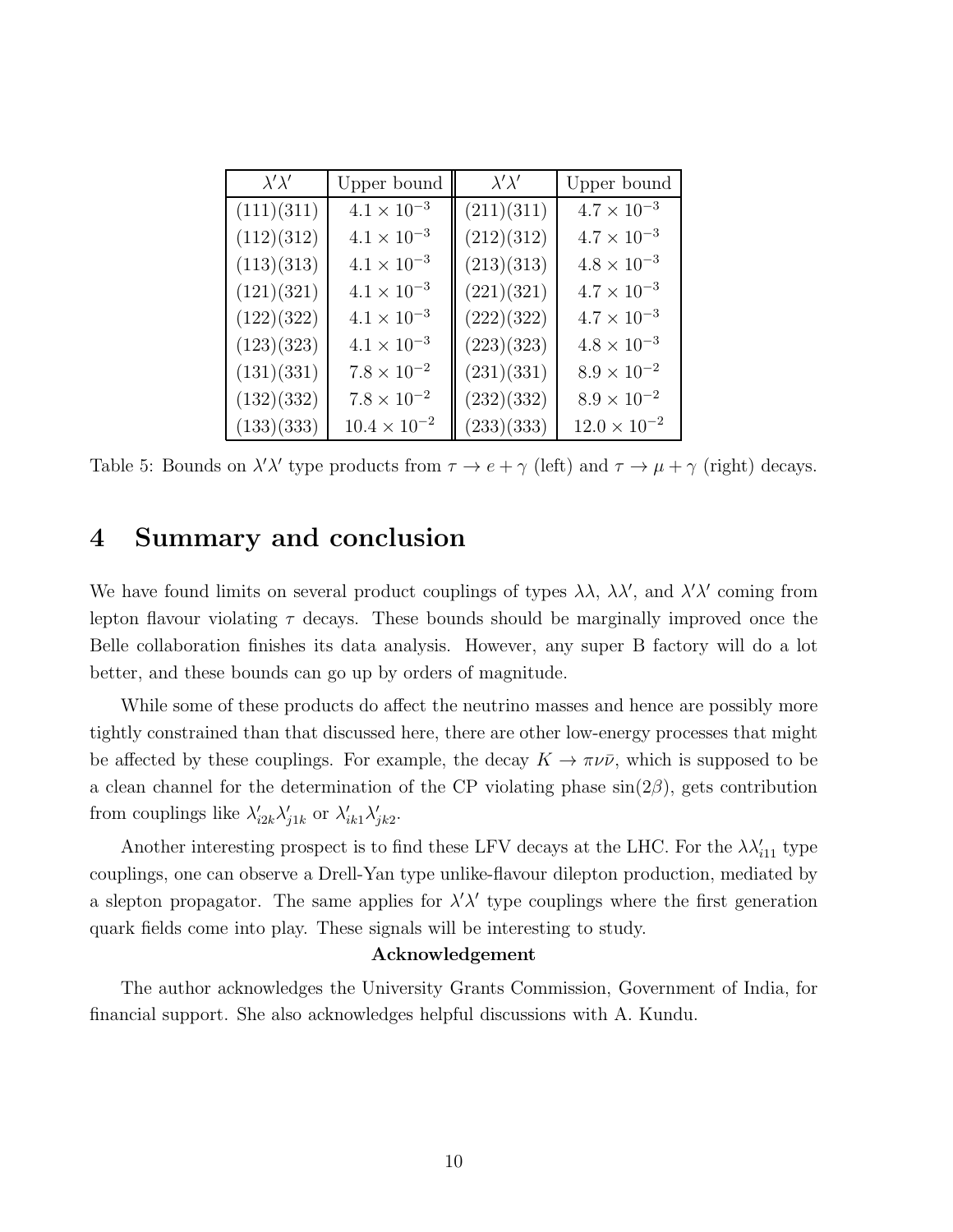| $\lambda'\lambda'$ | Upper bound | $\lambda'\lambda'$ | Upper bound |
|---|---|---|---|
| (111)(311) | $4.1 \times 10^{-3}$ | (211)(311) | $4.7 \times 10^{-3}$ |
| (112)(312) | $4.1 \times 10^{-3}$ | (212)(312) | $4.7 \times 10^{-3}$ |
| (113)(313) | $4.1 \times 10^{-3}$ | (213)(313) | $4.8 \times 10^{-3}$ |
| (121)(321) | $4.1 \times 10^{-3}$ | (221)(321) | $4.7 \times 10^{-3}$ |
| (122)(322) | $4.1 \times 10^{-3}$ | (222)(322) | $4.7 \times 10^{-3}$ |
| (123)(323) | $4.1 \times 10^{-3}$ | (223)(323) | $4.8 \times 10^{-3}$ |
| (131)(331) | $7.8 \times 10^{-2}$ | (231)(331) | $8.9 \times 10^{-2}$ |
| (132)(332) | $7.8 \times 10^{-2}$ | (232)(332) | $8.9 \times 10^{-2}$ |
| (133)(333) | $10.4 \times 10^{-2}$ | (233)(333) | $12.0 \times 10^{-2}$ |

Table 5: Bounds on $\lambda'\lambda'$ type products from $\tau \to e + \gamma$ (left) and $\tau \to \mu + \gamma$ (right) decays.

## 4 Summary and conclusion

We have found limits on several product couplings of types $\lambda\lambda$, $\lambda\lambda'$, and $\lambda'\lambda'$ coming from lepton flavour violating $\tau$ decays. These bounds should be marginally improved once the Belle collaboration finishes its data analysis. However, any super B factory will do a lot better, and these bounds can go up by orders of magnitude.

While some of these products do affect the neutrino masses and hence are possibly more tightly constrained than that discussed here, there are other low-energy processes that might be affected by these couplings. For example, the decay $K \to \pi\nu\bar{\nu}$, which is supposed to be a clean channel for the determination of the CP violating phase $\sin(2\beta)$, gets contribution from couplings like $\lambda'_{i2k}\lambda'_{j1k}$ or $\lambda'_{ik1}\lambda'_{jk2}$.

Another interesting prospect is to find these LFV decays at the LHC. For the $\lambda\lambda'_{i11}$ type couplings, one can observe a Drell-Yan type unlike-flavour dilepton production, mediated by a slepton propagator. The same applies for $\lambda'\lambda'$ type couplings where the first generation quark fields come into play. These signals will be interesting to study.

**Acknowledgement**

The author acknowledges the University Grants Commission, Government of India, for financial support. She also acknowledges helpful discussions with A. Kundu.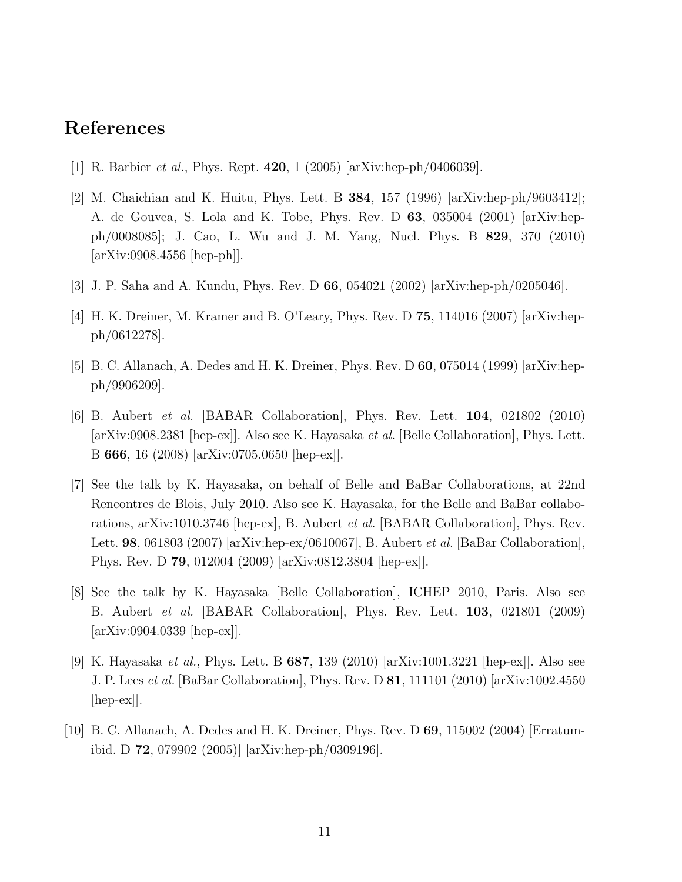# References

[1] R. Barbier *et al.*, Phys. Rept. **420**, 1 (2005) [arXiv:hep-ph/0406039].

[2] M. Chaichian and K. Huitu, Phys. Lett. B **384**, 157 (1996) [arXiv:hep-ph/9603412]; A. de Gouvea, S. Lola and K. Tobe, Phys. Rev. D **63**, 035004 (2001) [arXiv:hep-ph/0008085]; J. Cao, L. Wu and J. M. Yang, Nucl. Phys. B **829**, 370 (2010) [arXiv:0908.4556 [hep-ph]].

[3] J. P. Saha and A. Kundu, Phys. Rev. D **66**, 054021 (2002) [arXiv:hep-ph/0205046].

[4] H. K. Dreiner, M. Kramer and B. O'Leary, Phys. Rev. D **75**, 114016 (2007) [arXiv:hep-ph/0612278].

[5] B. C. Allanach, A. Dedes and H. K. Dreiner, Phys. Rev. D **60**, 075014 (1999) [arXiv:hep-ph/9906209].

[6] B. Aubert *et al.* [BABAR Collaboration], Phys. Rev. Lett. **104**, 021802 (2010) [arXiv:0908.2381 [hep-ex]]. Also see K. Hayasaka *et al.* [Belle Collaboration], Phys. Lett. B **666**, 16 (2008) [arXiv:0705.0650 [hep-ex]].

[7] See the talk by K. Hayasaka, on behalf of Belle and BaBar Collaborations, at 22nd Rencontres de Blois, July 2010. Also see K. Hayasaka, for the Belle and BaBar collaborations, arXiv:1010.3746 [hep-ex], B. Aubert *et al.* [BABAR Collaboration], Phys. Rev. Lett. **98**, 061803 (2007) [arXiv:hep-ex/0610067], B. Aubert *et al.* [BaBar Collaboration], Phys. Rev. D **79**, 012004 (2009) [arXiv:0812.3804 [hep-ex]].

[8] See the talk by K. Hayasaka [Belle Collaboration], ICHEP 2010, Paris. Also see B. Aubert *et al.* [BABAR Collaboration], Phys. Rev. Lett. **103**, 021801 (2009) [arXiv:0904.0339 [hep-ex]].

[9] K. Hayasaka *et al.*, Phys. Lett. B **687**, 139 (2010) [arXiv:1001.3221 [hep-ex]]. Also see J. P. Lees *et al.* [BaBar Collaboration], Phys. Rev. D **81**, 111101 (2010) [arXiv:1002.4550 [hep-ex]].

[10] B. C. Allanach, A. Dedes and H. K. Dreiner, Phys. Rev. D **69**, 115002 (2004) [Erratum-ibid. D **72**, 079902 (2005)] [arXiv:hep-ph/0309196].